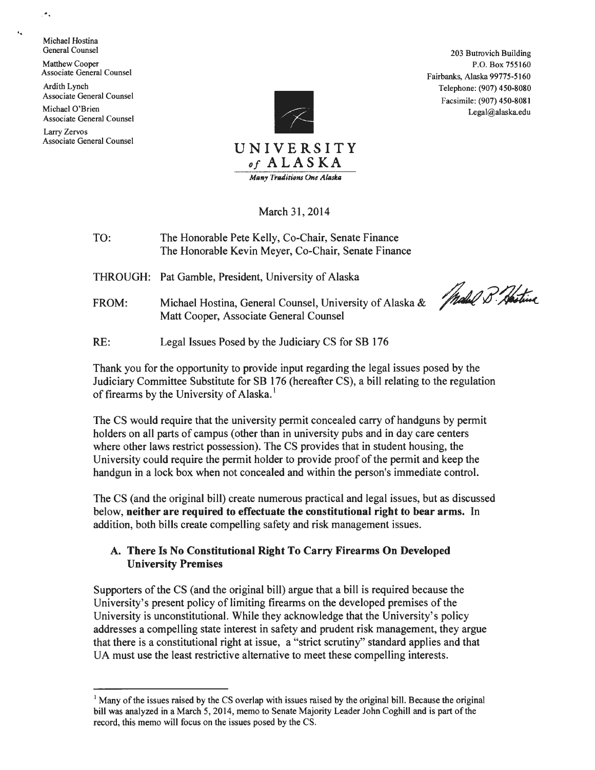Michael Hostina
General Counsel

Matthew Cooper
Associate General Counsel

Ardith Lynch
Associate General Counsel

Michael O'Brien
Associate General Counsel

Larry Zervos
Associate General Counsel

203 Butrovich Building
P.O. Box 755160
Fairbanks, Alaska 99775-5160
Telephone: (907) 450-8080
Facsimile: (907) 450-8081
Legal@alaska.edu

UNIVERSITY *of* ALASKA

*Many Traditions One Alaska*

March 31, 2014

TO: The Honorable Pete Kelly, Co-Chair, Senate Finance
The Honorable Kevin Meyer, Co-Chair, Senate Finance

THROUGH: Pat Gamble, President, University of Alaska

FROM: Michael Hostina, General Counsel, University of Alaska & Matt Cooper, Associate General Counsel

RE: Legal Issues Posed by the Judiciary CS for SB 176

Thank you for the opportunity to provide input regarding the legal issues posed by the Judiciary Committee Substitute for SB 176 (hereafter CS), a bill relating to the regulation of firearms by the University of Alaska.[1]

The CS would require that the university permit concealed carry of handguns by permit holders on all parts of campus (other than in university pubs and in day care centers where other laws restrict possession). The CS provides that in student housing, the University could require the permit holder to provide proof of the permit and keep the handgun in a lock box when not concealed and within the person's immediate control.

The CS (and the original bill) create numerous practical and legal issues, but as discussed below, **neither are required to effectuate the constitutional right to bear arms.** In addition, both bills create compelling safety and risk management issues.

## A. There Is No Constitutional Right To Carry Firearms On Developed University Premises

Supporters of the CS (and the original bill) argue that a bill is required because the University's present policy of limiting firearms on the developed premises of the University is unconstitutional. While they acknowledge that the University's policy addresses a compelling state interest in safety and prudent risk management, they argue that there is a constitutional right at issue, a "strict scrutiny" standard applies and that UA must use the least restrictive alternative to meet these compelling interests.

[1] Many of the issues raised by the CS overlap with issues raised by the original bill. Because the original bill was analyzed in a March 5, 2014, memo to Senate Majority Leader John Coghill and is part of the record, this memo will focus on the issues posed by the CS.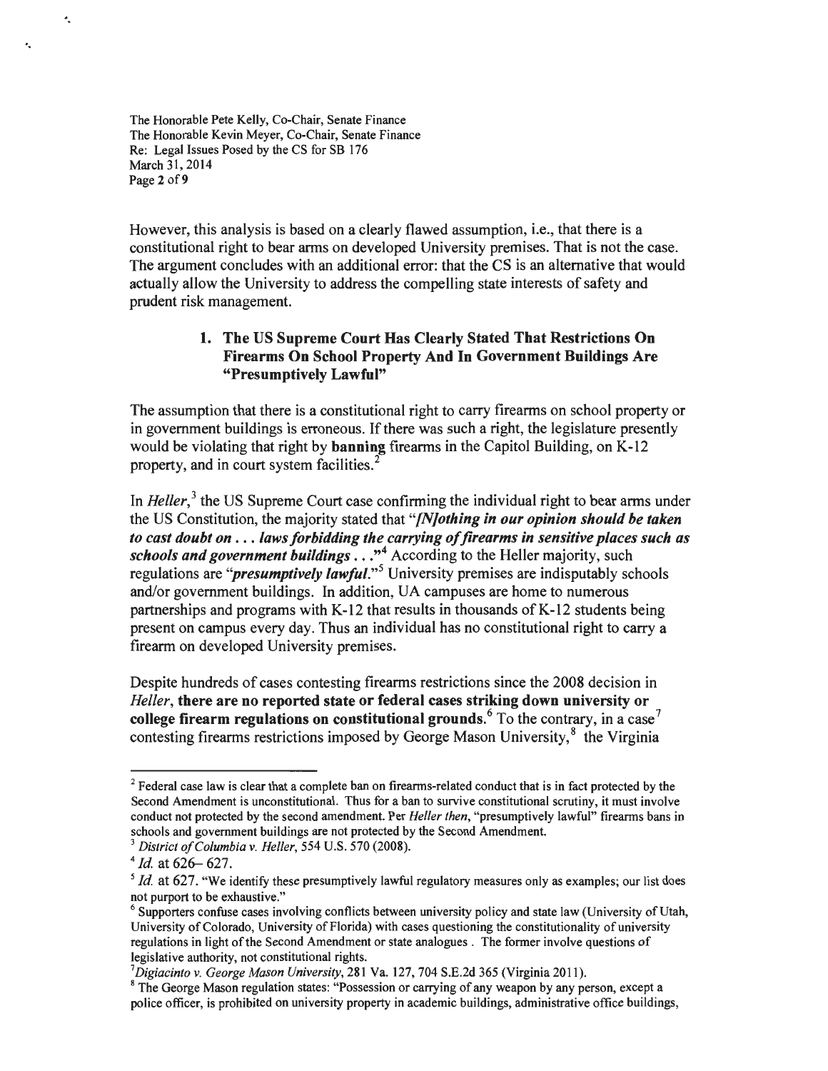However, this analysis is based on a clearly flawed assumption, i.e., that there is a constitutional right to bear arms on developed University premises. That is not the case. The argument concludes with an additional error: that the CS is an alternative that would actually allow the University to address the compelling state interests of safety and prudent risk management.

### 1. The US Supreme Court Has Clearly Stated That Restrictions On Firearms On School Property And In Government Buildings Are "Presumptively Lawful"

The assumption that there is a constitutional right to carry firearms on school property or in government buildings is erroneous. If there was such a right, the legislature presently would be violating that right by **banning** firearms in the Capitol Building, on K-12 property, and in court system facilities.[2]

In *Heller*,[3] the US Supreme Court case confirming the individual right to bear arms under the US Constitution, the majority stated that ***"[N]othing in our opinion should be taken to cast doubt on . . . laws forbidding the carrying of firearms in sensitive places such as schools and government buildings . . ."***[4] According to the Heller majority, such regulations are ***"presumptively lawful."***[5] University premises are indisputably schools and/or government buildings. In addition, UA campuses are home to numerous partnerships and programs with K-12 that results in thousands of K-12 students being present on campus every day. Thus an individual has no constitutional right to carry a firearm on developed University premises.

Despite hundreds of cases contesting firearms restrictions since the 2008 decision in *Heller*, **there are no reported state or federal cases striking down university or college firearm regulations on constitutional grounds.**[6] To the contrary, in a case[7] contesting firearms restrictions imposed by George Mason University,[8] the Virginia

---

[2] Federal case law is clear that a complete ban on firearms-related conduct that is in fact protected by the Second Amendment is unconstitutional. Thus for a ban to survive constitutional scrutiny, it must involve conduct not protected by the second amendment. Per *Heller then*, "presumptively lawful" firearms bans in schools and government buildings are not protected by the Second Amendment.

[3] *District of Columbia v. Heller*, 554 U.S. 570 (2008).

[4] *Id.* at 626– 627.

[5] *Id.* at 627. "We identify these presumptively lawful regulatory measures only as examples; our list does not purport to be exhaustive."

[6] Supporters confuse cases involving conflicts between university policy and state law (University of Utah, University of Colorado, University of Florida) with cases questioning the constitutionality of university regulations in light of the Second Amendment or state analogues . The former involve questions of legislative authority, not constitutional rights.

[7] *Digiacinto v. George Mason University*, 281 Va. 127, 704 S.E.2d 365 (Virginia 2011).

[8] The George Mason regulation states: "Possession or carrying of any weapon by any person, except a police officer, is prohibited on university property in academic buildings, administrative office buildings,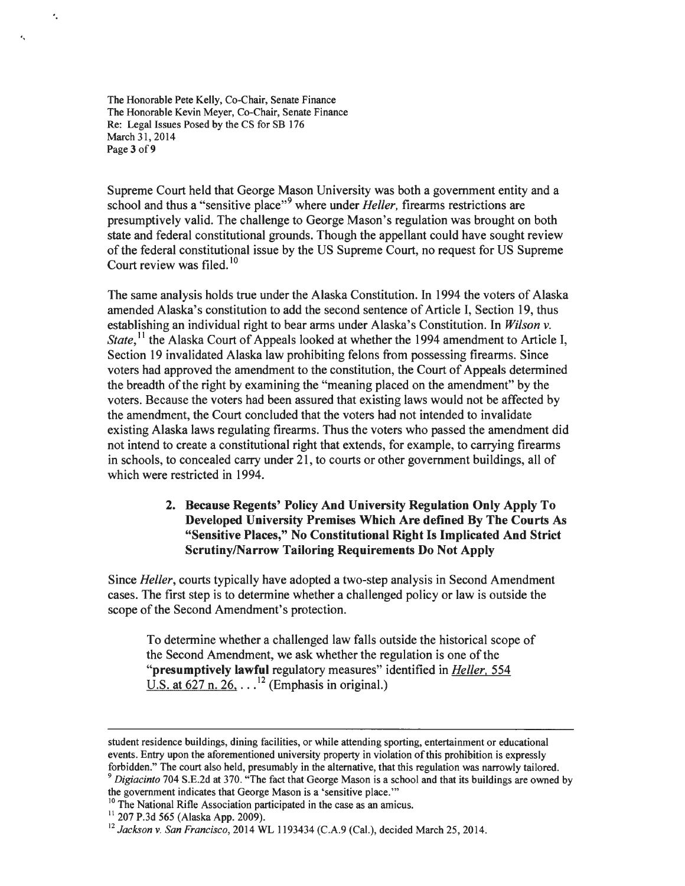Supreme Court held that George Mason University was both a government entity and a school and thus a "sensitive place"[9] where under *Heller,* firearms restrictions are presumptively valid. The challenge to George Mason's regulation was brought on both state and federal constitutional grounds. Though the appellant could have sought review of the federal constitutional issue by the US Supreme Court, no request for US Supreme Court review was filed.[10]

The same analysis holds true under the Alaska Constitution. In 1994 the voters of Alaska amended Alaska's constitution to add the second sentence of Article I, Section 19, thus establishing an individual right to bear arms under Alaska's Constitution. In *Wilson v. State*,[11] the Alaska Court of Appeals looked at whether the 1994 amendment to Article I, Section 19 invalidated Alaska law prohibiting felons from possessing firearms. Since voters had approved the amendment to the constitution, the Court of Appeals determined the breadth of the right by examining the "meaning placed on the amendment" by the voters. Because the voters had been assured that existing laws would not be affected by the amendment, the Court concluded that the voters had not intended to invalidate existing Alaska laws regulating firearms. Thus the voters who passed the amendment did not intend to create a constitutional right that extends, for example, to carrying firearms in schools, to concealed carry under 21, to courts or other government buildings, all of which were restricted in 1994.

**2. Because Regents' Policy And University Regulation Only Apply To Developed University Premises Which Are defined By The Courts As "Sensitive Places," No Constitutional Right Is Implicated And Strict Scrutiny/Narrow Tailoring Requirements Do Not Apply**

Since *Heller*, courts typically have adopted a two-step analysis in Second Amendment cases. The first step is to determine whether a challenged policy or law is outside the scope of the Second Amendment's protection.

> To determine whether a challenged law falls outside the historical scope of the Second Amendment, we ask whether the regulation is one of the "**presumptively lawful** regulatory measures" identified in *Heller*, 554 U.S. at 627 n. 26, . . .[12] (Emphasis in original.)

---

student residence buildings, dining facilities, or while attending sporting, entertainment or educational events. Entry upon the aforementioned university property in violation of this prohibition is expressly forbidden." The court also held, presumably in the alternative, that this regulation was narrowly tailored.

[9] *Digiacinto* 704 S.E.2d at 370. "The fact that George Mason is a school and that its buildings are owned by the government indicates that George Mason is a 'sensitive place.'"

[10] The National Rifle Association participated in the case as an amicus.

[11] 207 P.3d 565 (Alaska App. 2009).

[12] *Jackson v. San Francisco*, 2014 WL 1193434 (C.A.9 (Cal.), decided March 25, 2014.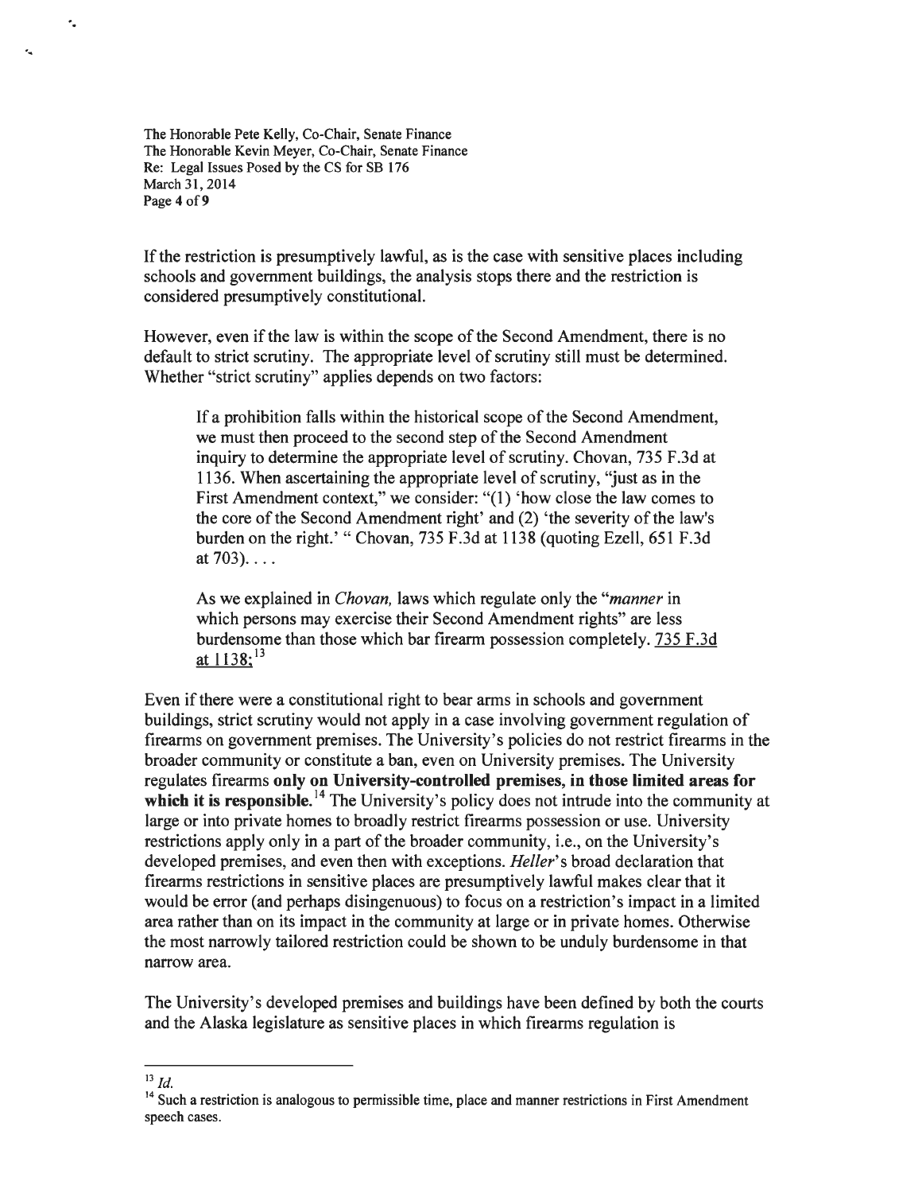If the restriction is presumptively lawful, as is the case with sensitive places including schools and government buildings, the analysis stops there and the restriction is considered presumptively constitutional.

However, even if the law is within the scope of the Second Amendment, there is no default to strict scrutiny. The appropriate level of scrutiny still must be determined. Whether "strict scrutiny" applies depends on two factors:

> If a prohibition falls within the historical scope of the Second Amendment, we must then proceed to the second step of the Second Amendment inquiry to determine the appropriate level of scrutiny. Chovan, 735 F.3d at 1136. When ascertaining the appropriate level of scrutiny, "just as in the First Amendment context," we consider: "(1) 'how close the law comes to the core of the Second Amendment right' and (2) 'the severity of the law's burden on the right.' " Chovan, 735 F.3d at 1138 (quoting Ezell, 651 F.3d at 703). . . .
>
> As we explained in *Chovan,* laws which regulate only the "*manner* in which persons may exercise their Second Amendment rights" are less burdensome than those which bar firearm possession completely. 735 F.3d at 1138;[13]

Even if there were a constitutional right to bear arms in schools and government buildings, strict scrutiny would not apply in a case involving government regulation of firearms on government premises. The University's policies do not restrict firearms in the broader community or constitute a ban, even on University premises. The University regulates firearms **only on University-controlled premises, in those limited areas for which it is responsible.**[14] The University's policy does not intrude into the community at large or into private homes to broadly restrict firearms possession or use. University restrictions apply only in a part of the broader community, i.e., on the University's developed premises, and even then with exceptions. *Heller*'s broad declaration that firearms restrictions in sensitive places are presumptively lawful makes clear that it would be error (and perhaps disingenuous) to focus on a restriction's impact in a limited area rather than on its impact in the community at large or in private homes. Otherwise the most narrowly tailored restriction could be shown to be unduly burdensome in that narrow area.

The University's developed premises and buildings have been defined by both the courts and the Alaska legislature as sensitive places in which firearms regulation is

---

[13] *Id.*

[14] Such a restriction is analogous to permissible time, place and manner restrictions in First Amendment speech cases.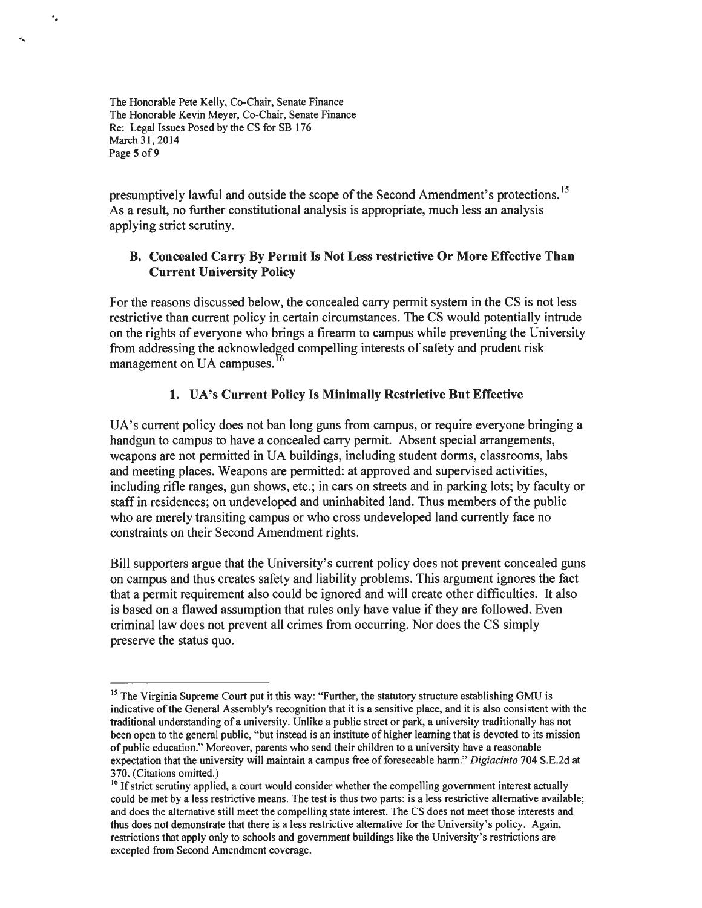presumptively lawful and outside the scope of the Second Amendment's protections.[15] As a result, no further constitutional analysis is appropriate, much less an analysis applying strict scrutiny.

### B. Concealed Carry By Permit Is Not Less restrictive Or More Effective Than Current University Policy

For the reasons discussed below, the concealed carry permit system in the CS is not less restrictive than current policy in certain circumstances. The CS would potentially intrude on the rights of everyone who brings a firearm to campus while preventing the University from addressing the acknowledged compelling interests of safety and prudent risk management on UA campuses.[16]

#### 1. UA's Current Policy Is Minimally Restrictive But Effective

UA's current policy does not ban long guns from campus, or require everyone bringing a handgun to campus to have a concealed carry permit. Absent special arrangements, weapons are not permitted in UA buildings, including student dorms, classrooms, labs and meeting places. Weapons are permitted: at approved and supervised activities, including rifle ranges, gun shows, etc.; in cars on streets and in parking lots; by faculty or staff in residences; on undeveloped and uninhabited land. Thus members of the public who are merely transiting campus or who cross undeveloped land currently face no constraints on their Second Amendment rights.

Bill supporters argue that the University's current policy does not prevent concealed guns on campus and thus creates safety and liability problems. This argument ignores the fact that a permit requirement also could be ignored and will create other difficulties. It also is based on a flawed assumption that rules only have value if they are followed. Even criminal law does not prevent all crimes from occurring. Nor does the CS simply preserve the status quo.

---

[15] The Virginia Supreme Court put it this way: "Further, the statutory structure establishing GMU is indicative of the General Assembly's recognition that it is a sensitive place, and it is also consistent with the traditional understanding of a university. Unlike a public street or park, a university traditionally has not been open to the general public, "but instead is an institute of higher learning that is devoted to its mission of public education." Moreover, parents who send their children to a university have a reasonable expectation that the university will maintain a campus free of foreseeable harm." *Digiacinto* 704 S.E.2d at 370. (Citations omitted.)

[16] If strict scrutiny applied, a court would consider whether the compelling government interest actually could be met by a less restrictive means. The test is thus two parts: is a less restrictive alternative available; and does the alternative still meet the compelling state interest. The CS does not meet those interests and thus does not demonstrate that there is a less restrictive alternative for the University's policy. Again, restrictions that apply only to schools and government buildings like the University's restrictions are excepted from Second Amendment coverage.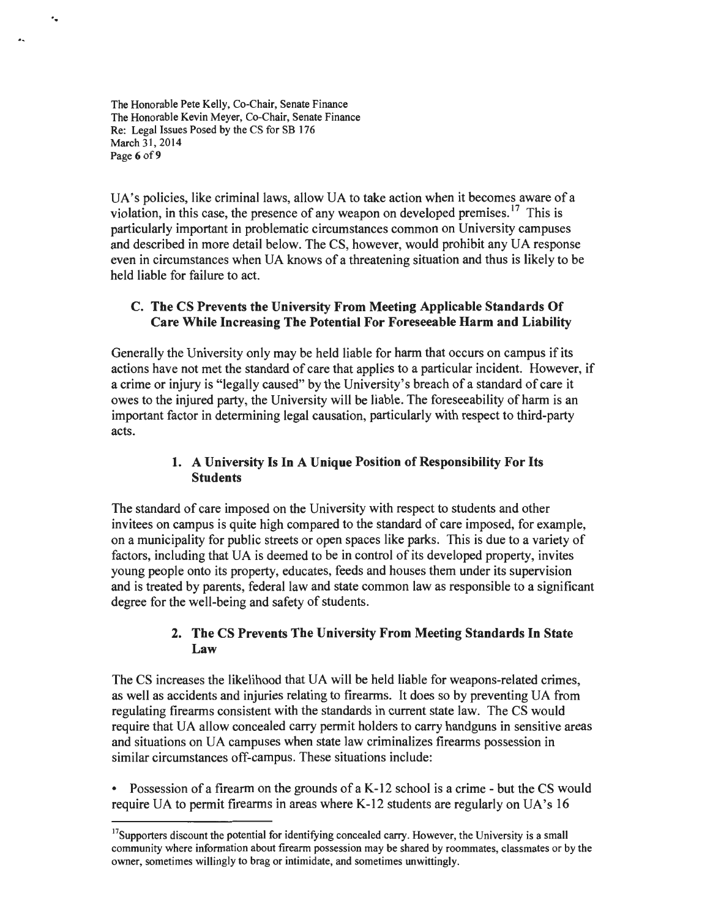UA's policies, like criminal laws, allow UA to take action when it becomes aware of a violation, in this case, the presence of any weapon on developed premises.[17] This is particularly important in problematic circumstances common on University campuses and described in more detail below. The CS, however, would prohibit any UA response even in circumstances when UA knows of a threatening situation and thus is likely to be held liable for failure to act.

### C. The CS Prevents the University From Meeting Applicable Standards Of Care While Increasing The Potential For Foreseeable Harm and Liability

Generally the University only may be held liable for harm that occurs on campus if its actions have not met the standard of care that applies to a particular incident. However, if a crime or injury is "legally caused" by the University's breach of a standard of care it owes to the injured party, the University will be liable. The foreseeability of harm is an important factor in determining legal causation, particularly with respect to third-party acts.

#### 1. A University Is In A Unique Position of Responsibility For Its Students

The standard of care imposed on the University with respect to students and other invitees on campus is quite high compared to the standard of care imposed, for example, on a municipality for public streets or open spaces like parks. This is due to a variety of factors, including that UA is deemed to be in control of its developed property, invites young people onto its property, educates, feeds and houses them under its supervision and is treated by parents, federal law and state common law as responsible to a significant degree for the well-being and safety of students.

#### 2. The CS Prevents The University From Meeting Standards In State Law

The CS increases the likelihood that UA will be held liable for weapons-related crimes, as well as accidents and injuries relating to firearms. It does so by preventing UA from regulating firearms consistent with the standards in current state law. The CS would require that UA allow concealed carry permit holders to carry handguns in sensitive areas and situations on UA campuses when state law criminalizes firearms possession in similar circumstances off-campus. These situations include:

- Possession of a firearm on the grounds of a K-12 school is a crime - but the CS would require UA to permit firearms in areas where K-12 students are regularly on UA's 16

---

[17] Supporters discount the potential for identifying concealed carry. However, the University is a small community where information about firearm possession may be shared by roommates, classmates or by the owner, sometimes willingly to brag or intimidate, and sometimes unwittingly.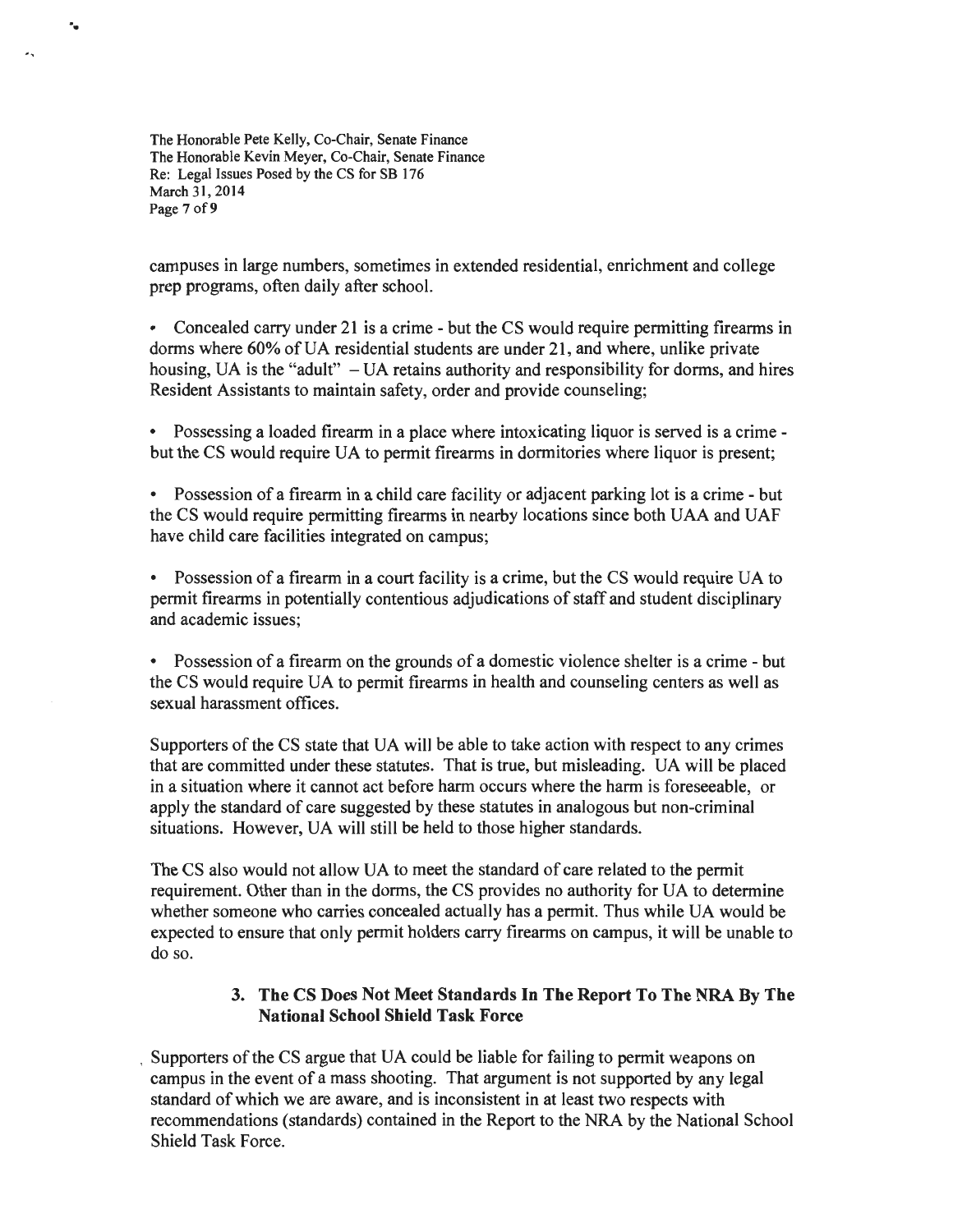campuses in large numbers, sometimes in extended residential, enrichment and college prep programs, often daily after school.

- Concealed carry under 21 is a crime - but the CS would require permitting firearms in dorms where 60% of UA residential students are under 21, and where, unlike private housing, UA is the "adult" – UA retains authority and responsibility for dorms, and hires Resident Assistants to maintain safety, order and provide counseling;

- Possessing a loaded firearm in a place where intoxicating liquor is served is a crime - but the CS would require UA to permit firearms in dormitories where liquor is present;

- Possession of a firearm in a child care facility or adjacent parking lot is a crime - but the CS would require permitting firearms in nearby locations since both UAA and UAF have child care facilities integrated on campus;

- Possession of a firearm in a court facility is a crime, but the CS would require UA to permit firearms in potentially contentious adjudications of staff and student disciplinary and academic issues;

- Possession of a firearm on the grounds of a domestic violence shelter is a crime - but the CS would require UA to permit firearms in health and counseling centers as well as sexual harassment offices.

Supporters of the CS state that UA will be able to take action with respect to any crimes that are committed under these statutes. That is true, but misleading. UA will be placed in a situation where it cannot act before harm occurs where the harm is foreseeable, or apply the standard of care suggested by these statutes in analogous but non-criminal situations. However, UA will still be held to those higher standards.

The CS also would not allow UA to meet the standard of care related to the permit requirement. Other than in the dorms, the CS provides no authority for UA to determine whether someone who carries concealed actually has a permit. Thus while UA would be expected to ensure that only permit holders carry firearms on campus, it will be unable to do so.

### 3. The CS Does Not Meet Standards In The Report To The NRA By The National School Shield Task Force

Supporters of the CS argue that UA could be liable for failing to permit weapons on campus in the event of a mass shooting. That argument is not supported by any legal standard of which we are aware, and is inconsistent in at least two respects with recommendations (standards) contained in the Report to the NRA by the National School Shield Task Force.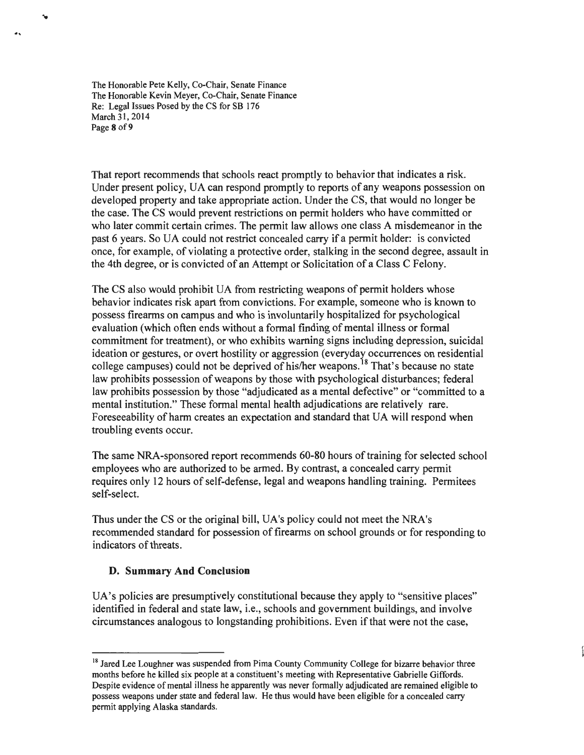That report recommends that schools react promptly to behavior that indicates a risk. Under present policy, UA can respond promptly to reports of any weapons possession on developed property and take appropriate action. Under the CS, that would no longer be the case. The CS would prevent restrictions on permit holders who have committed or who later commit certain crimes. The permit law allows one class A misdemeanor in the past 6 years. So UA could not restrict concealed carry if a permit holder: is convicted once, for example, of violating a protective order, stalking in the second degree, assault in the 4th degree, or is convicted of an Attempt or Solicitation of a Class C Felony.

The CS also would prohibit UA from restricting weapons of permit holders whose behavior indicates risk apart from convictions. For example, someone who is known to possess firearms on campus and who is involuntarily hospitalized for psychological evaluation (which often ends without a formal finding of mental illness or formal commitment for treatment), or who exhibits warning signs including depression, suicidal ideation or gestures, or overt hostility or aggression (everyday occurrences on residential college campuses) could not be deprived of his/her weapons.[18] That's because no state law prohibits possession of weapons by those with psychological disturbances; federal law prohibits possession by those "adjudicated as a mental defective" or "committed to a mental institution." These formal mental health adjudications are relatively rare. Foreseeability of harm creates an expectation and standard that UA will respond when troubling events occur.

The same NRA-sponsored report recommends 60-80 hours of training for selected school employees who are authorized to be armed. By contrast, a concealed carry permit requires only 12 hours of self-defense, legal and weapons handling training. Permitees self-select.

Thus under the CS or the original bill, UA's policy could not meet the NRA's recommended standard for possession of firearms on school grounds or for responding to indicators of threats.

### D. Summary And Conclusion

UA's policies are presumptively constitutional because they apply to "sensitive places" identified in federal and state law, i.e., schools and government buildings, and involve circumstances analogous to longstanding prohibitions. Even if that were not the case,

---

[18] Jared Lee Loughner was suspended from Pima County Community College for bizarre behavior three months before he killed six people at a constituent's meeting with Representative Gabrielle Giffords. Despite evidence of mental illness he apparently was never formally adjudicated are remained eligible to possess weapons under state and federal law. He thus would have been eligible for a concealed carry permit applying Alaska standards.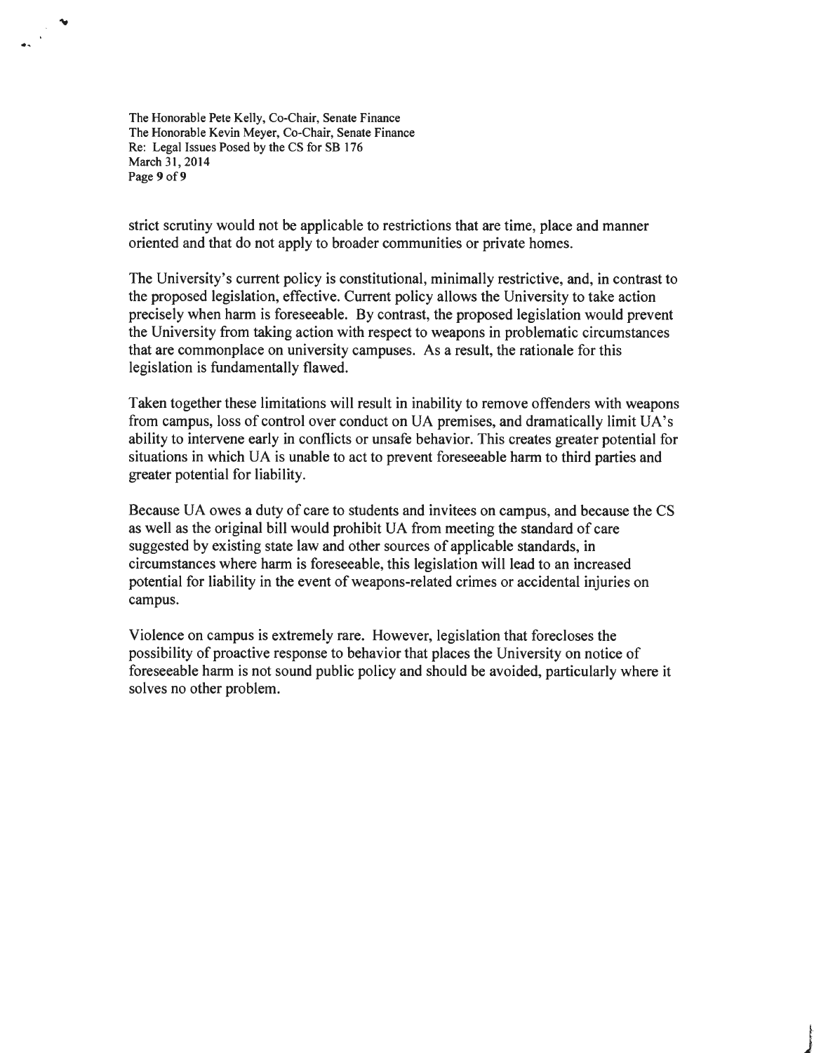strict scrutiny would not be applicable to restrictions that are time, place and manner oriented and that do not apply to broader communities or private homes.

The University's current policy is constitutional, minimally restrictive, and, in contrast to the proposed legislation, effective. Current policy allows the University to take action precisely when harm is foreseeable. By contrast, the proposed legislation would prevent the University from taking action with respect to weapons in problematic circumstances that are commonplace on university campuses. As a result, the rationale for this legislation is fundamentally flawed.

Taken together these limitations will result in inability to remove offenders with weapons from campus, loss of control over conduct on UA premises, and dramatically limit UA's ability to intervene early in conflicts or unsafe behavior. This creates greater potential for situations in which UA is unable to act to prevent foreseeable harm to third parties and greater potential for liability.

Because UA owes a duty of care to students and invitees on campus, and because the CS as well as the original bill would prohibit UA from meeting the standard of care suggested by existing state law and other sources of applicable standards, in circumstances where harm is foreseeable, this legislation will lead to an increased potential for liability in the event of weapons-related crimes or accidental injuries on campus.

Violence on campus is extremely rare. However, legislation that forecloses the possibility of proactive response to behavior that places the University on notice of foreseeable harm is not sound public policy and should be avoided, particularly where it solves no other problem.